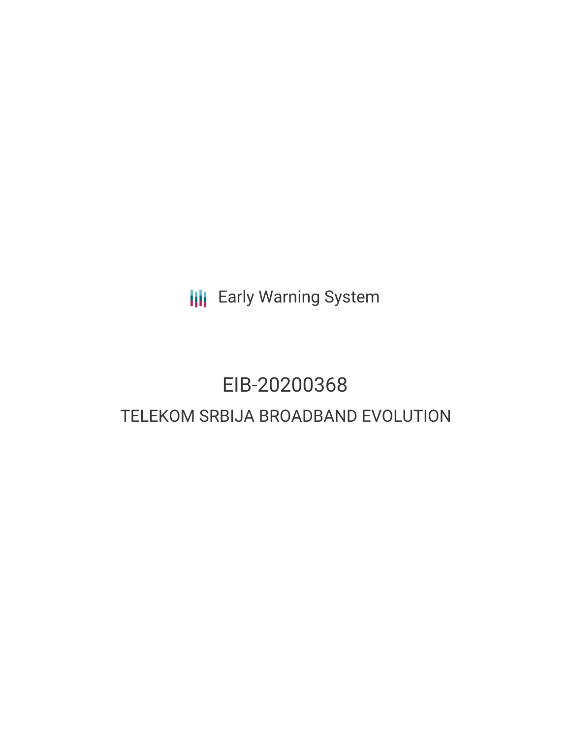Early Warning System

# EIB-20200368

## TELEKOM SRBIJA BROADBAND EVOLUTION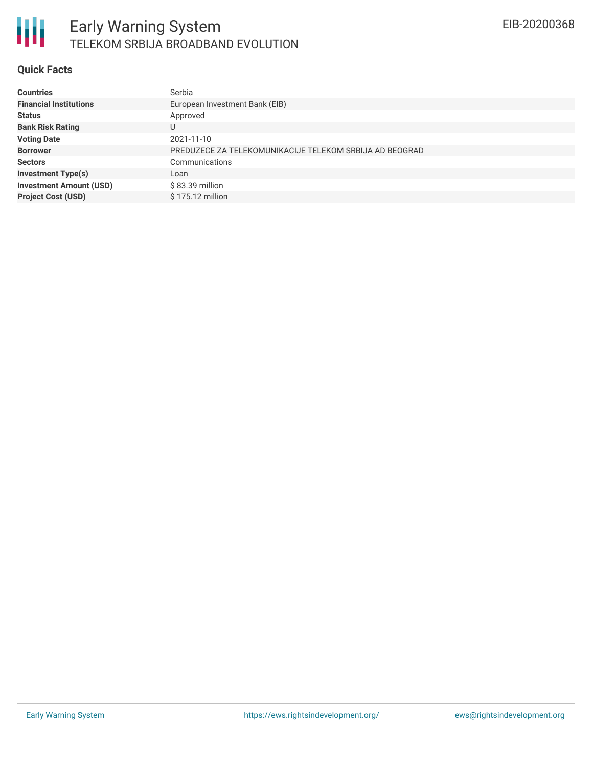# Early Warning System

## TELEKOM SRBIJA BROADBAND EVOLUTION

EIB-20200368

### Quick Facts

| | |
|---|---|
| **Countries** | Serbia |
| **Financial Institutions** | European Investment Bank (EIB) |
| **Status** | Approved |
| **Bank Risk Rating** | U |
| **Voting Date** | 2021-11-10 |
| **Borrower** | PREDUZECE ZA TELEKOMUNIKACIJE TELEKOM SRBIJA AD BEOGRAD |
| **Sectors** | Communications |
| **Investment Type(s)** | Loan |
| **Investment Amount (USD)** | $ 83.39 million |
| **Project Cost (USD)** | $ 175.12 million |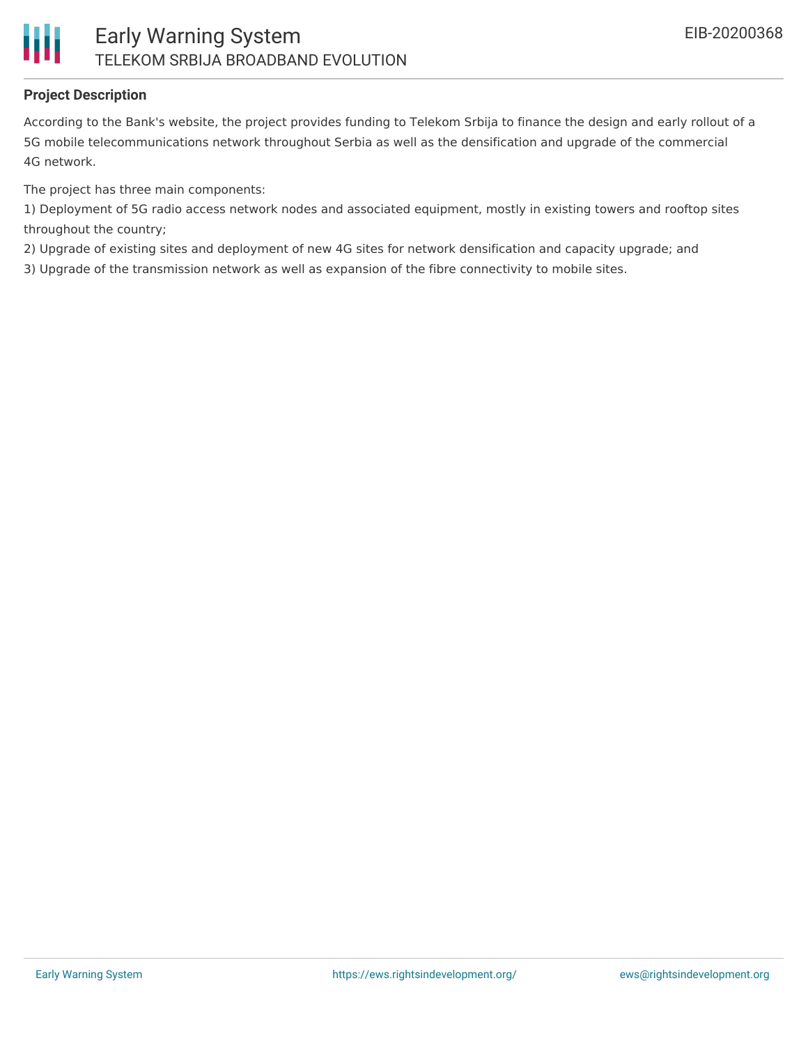## Project Description

According to the Bank's website, the project provides funding to Telekom Srbija to finance the design and early rollout of a 5G mobile telecommunications network throughout Serbia as well as the densification and upgrade of the commercial 4G network.

The project has three main components:

1) Deployment of 5G radio access network nodes and associated equipment, mostly in existing towers and rooftop sites throughout the country;

2) Upgrade of existing sites and deployment of new 4G sites for network densification and capacity upgrade; and

3) Upgrade of the transmission network as well as expansion of the fibre connectivity to mobile sites.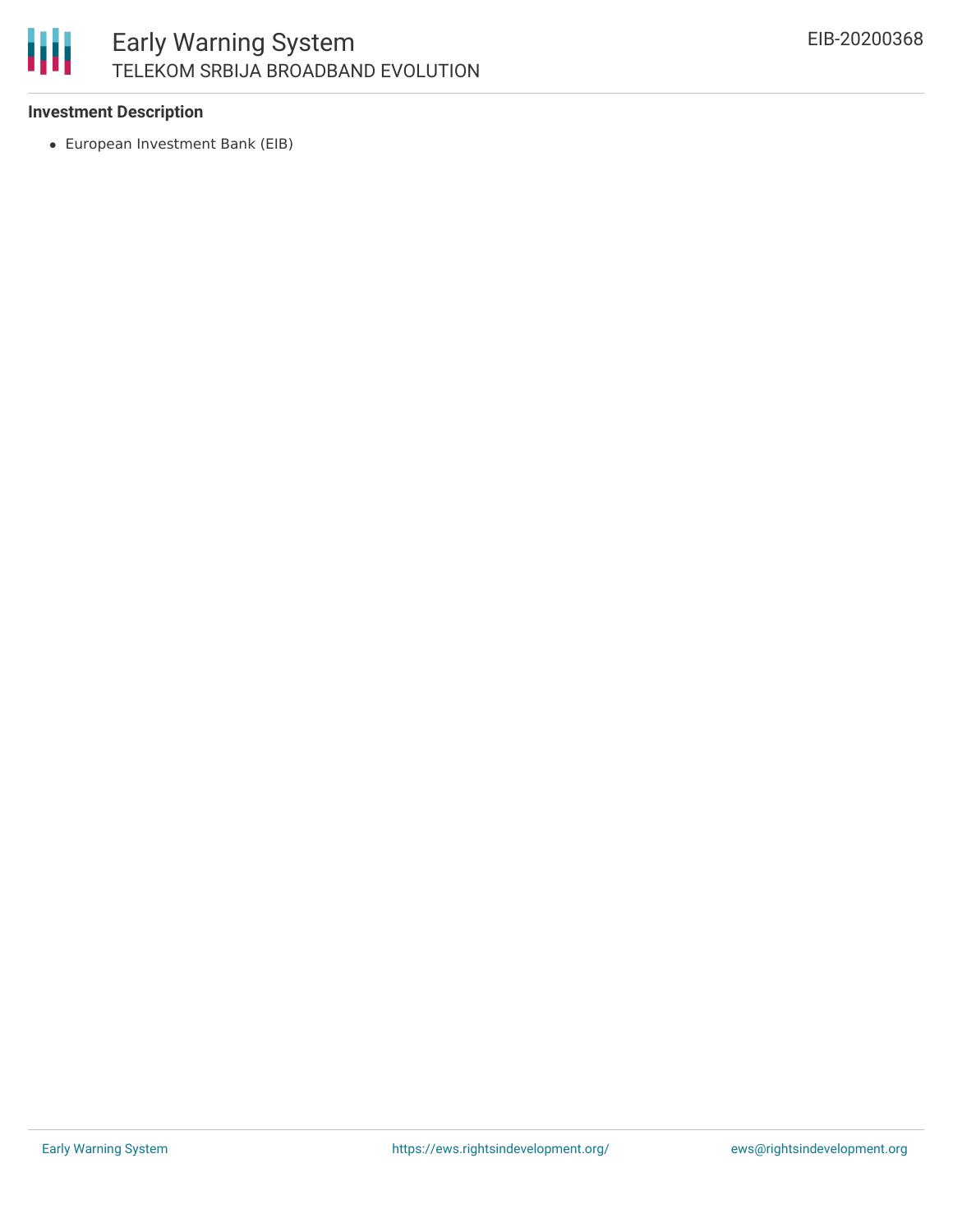**Investment Description**

- European Investment Bank (EIB)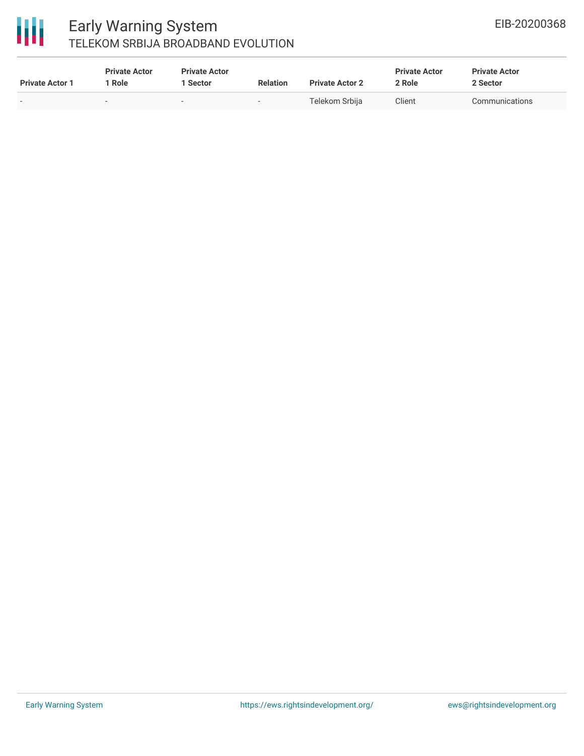| Private Actor 1 | Private Actor 1 Role | Private Actor 1 Sector | Relation | Private Actor 2 | Private Actor 2 Role | Private Actor 2 Sector |
|---|---|---|---|---|---|---|
| - | - | - | - | Telekom Srbija | Client | Communications |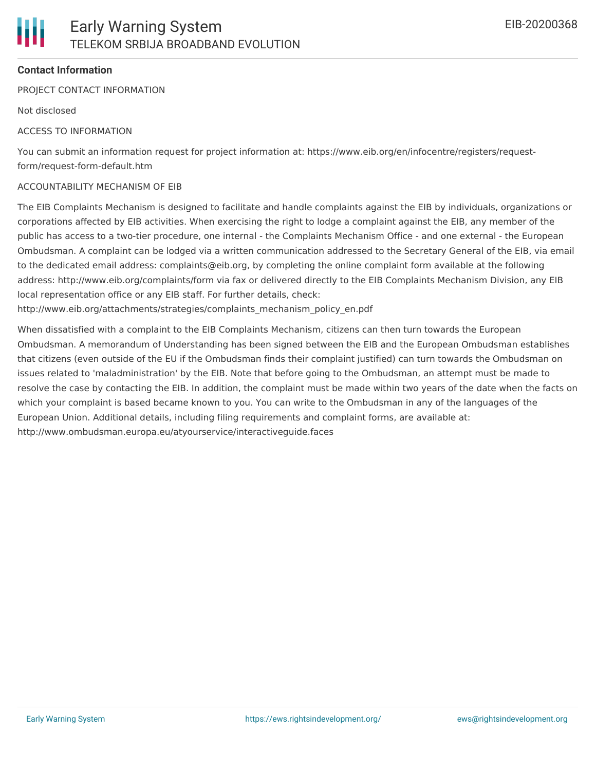**Contact Information**

PROJECT CONTACT INFORMATION

Not disclosed

ACCESS TO INFORMATION

You can submit an information request for project information at: https://www.eib.org/en/infocentre/registers/request-form/request-form-default.htm

ACCOUNTABILITY MECHANISM OF EIB

The EIB Complaints Mechanism is designed to facilitate and handle complaints against the EIB by individuals, organizations or corporations affected by EIB activities. When exercising the right to lodge a complaint against the EIB, any member of the public has access to a two-tier procedure, one internal - the Complaints Mechanism Office - and one external - the European Ombudsman. A complaint can be lodged via a written communication addressed to the Secretary General of the EIB, via email to the dedicated email address: complaints@eib.org, by completing the online complaint form available at the following address: http://www.eib.org/complaints/form via fax or delivered directly to the EIB Complaints Mechanism Division, any EIB local representation office or any EIB staff. For further details, check: http://www.eib.org/attachments/strategies/complaints_mechanism_policy_en.pdf

When dissatisfied with a complaint to the EIB Complaints Mechanism, citizens can then turn towards the European Ombudsman. A memorandum of Understanding has been signed between the EIB and the European Ombudsman establishes that citizens (even outside of the EU if the Ombudsman finds their complaint justified) can turn towards the Ombudsman on issues related to 'maladministration' by the EIB. Note that before going to the Ombudsman, an attempt must be made to resolve the case by contacting the EIB. In addition, the complaint must be made within two years of the date when the facts on which your complaint is based became known to you. You can write to the Ombudsman in any of the languages of the European Union. Additional details, including filing requirements and complaint forms, are available at: http://www.ombudsman.europa.eu/atyourservice/interactiveguide.faces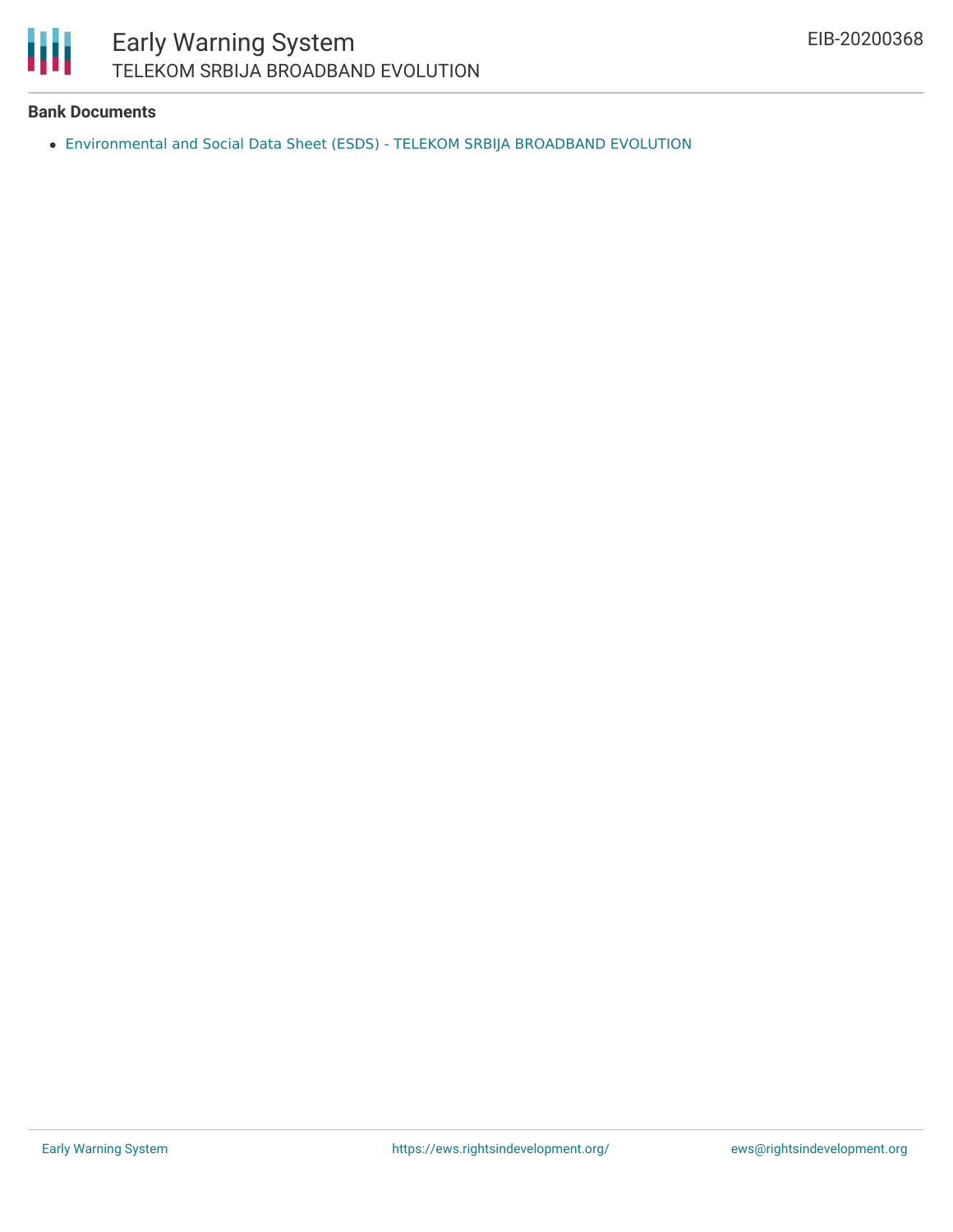**Bank Documents**

- Environmental and Social Data Sheet (ESDS) - TELEKOM SRBIJA BROADBAND EVOLUTION